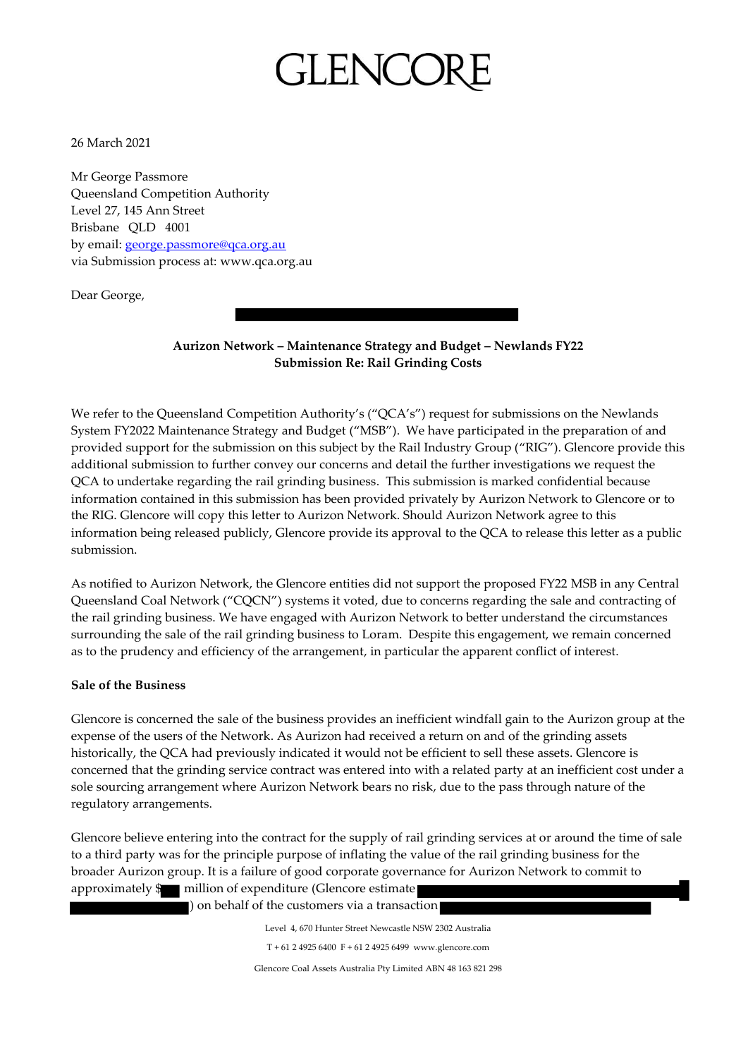# GLENCORE

26 March 2021

Mr George Passmore
Queensland Competition Authority
Level 27, 145 Ann Street
Brisbane QLD 4001
by email: george.passmore@qca.org.au
via Submission process at: www.qca.org.au

Dear George,

**Aurizon Network – Maintenance Strategy and Budget – Newlands FY22**
**Submission Re: Rail Grinding Costs**

We refer to the Queensland Competition Authority's ("QCA's") request for submissions on the Newlands System FY2022 Maintenance Strategy and Budget ("MSB"). We have participated in the preparation of and provided support for the submission on this subject by the Rail Industry Group ("RIG"). Glencore provide this additional submission to further convey our concerns and detail the further investigations we request the QCA to undertake regarding the rail grinding business. This submission is marked confidential because information contained in this submission has been provided privately by Aurizon Network to Glencore or to the RIG. Glencore will copy this letter to Aurizon Network. Should Aurizon Network agree to this information being released publicly, Glencore provide its approval to the QCA to release this letter as a public submission.

As notified to Aurizon Network, the Glencore entities did not support the proposed FY22 MSB in any Central Queensland Coal Network ("CQCN") systems it voted, due to concerns regarding the sale and contracting of the rail grinding business. We have engaged with Aurizon Network to better understand the circumstances surrounding the sale of the rail grinding business to Loram. Despite this engagement, we remain concerned as to the prudency and efficiency of the arrangement, in particular the apparent conflict of interest.

**Sale of the Business**

Glencore is concerned the sale of the business provides an inefficient windfall gain to the Aurizon group at the expense of the users of the Network. As Aurizon had received a return on and of the grinding assets historically, the QCA had previously indicated it would not be efficient to sell these assets. Glencore is concerned that the grinding service contract was entered into with a related party at an inefficient cost under a sole sourcing arrangement where Aurizon Network bears no risk, due to the pass through nature of the regulatory arrangements.

Glencore believe entering into the contract for the supply of rail grinding services at or around the time of sale to a third party was for the principle purpose of inflating the value of the rail grinding business for the broader Aurizon group. It is a failure of good corporate governance for Aurizon Network to commit to approximately $█ million of expenditure (Glencore estimate █████████████████████ ██████████) on behalf of the customers via a transaction █████████████████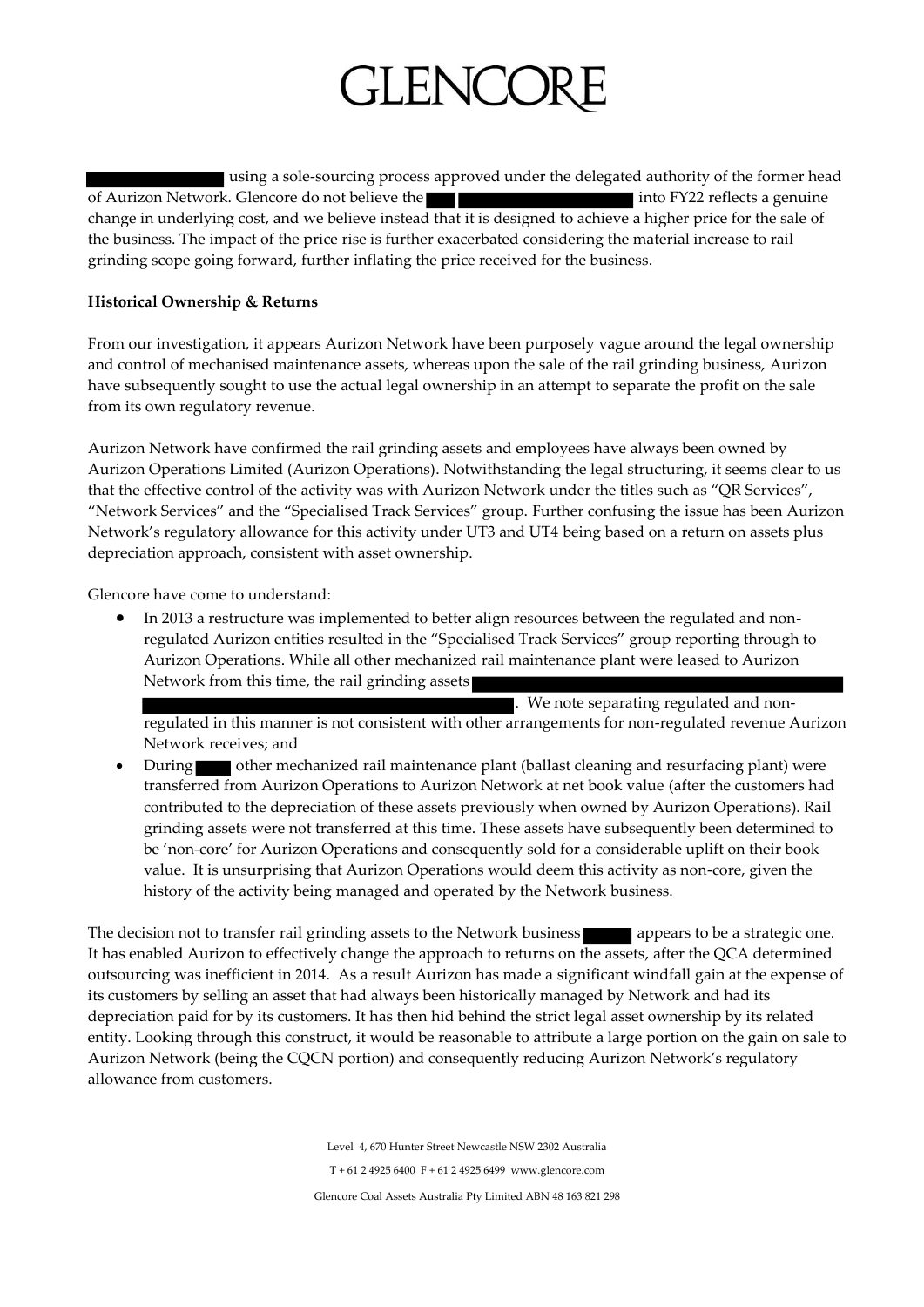using a sole-sourcing process approved under the delegated authority of the former head of Aurizon Network. Glencore do not believe the into FY22 reflects a genuine change in underlying cost, and we believe instead that it is designed to achieve a higher price for the sale of the business. The impact of the price rise is further exacerbated considering the material increase to rail grinding scope going forward, further inflating the price received for the business.

**Historical Ownership & Returns**

From our investigation, it appears Aurizon Network have been purposely vague around the legal ownership and control of mechanised maintenance assets, whereas upon the sale of the rail grinding business, Aurizon have subsequently sought to use the actual legal ownership in an attempt to separate the profit on the sale from its own regulatory revenue.

Aurizon Network have confirmed the rail grinding assets and employees have always been owned by Aurizon Operations Limited (Aurizon Operations). Notwithstanding the legal structuring, it seems clear to us that the effective control of the activity was with Aurizon Network under the titles such as "QR Services", "Network Services" and the "Specialised Track Services" group. Further confusing the issue has been Aurizon Network's regulatory allowance for this activity under UT3 and UT4 being based on a return on assets plus depreciation approach, consistent with asset ownership.

Glencore have come to understand:

- In 2013 a restructure was implemented to better align resources between the regulated and non-regulated Aurizon entities resulted in the "Specialised Track Services" group reporting through to Aurizon Operations. While all other mechanized rail maintenance plant were leased to Aurizon Network from this time, the rail grinding assets . We note separating regulated and non-regulated in this manner is not consistent with other arrangements for non-regulated revenue Aurizon Network receives; and
- During other mechanized rail maintenance plant (ballast cleaning and resurfacing plant) were transferred from Aurizon Operations to Aurizon Network at net book value (after the customers had contributed to the depreciation of these assets previously when owned by Aurizon Operations). Rail grinding assets were not transferred at this time. These assets have subsequently been determined to be 'non-core' for Aurizon Operations and consequently sold for a considerable uplift on their book value. It is unsurprising that Aurizon Operations would deem this activity as non-core, given the history of the activity being managed and operated by the Network business.

The decision not to transfer rail grinding assets to the Network business appears to be a strategic one. It has enabled Aurizon to effectively change the approach to returns on the assets, after the QCA determined outsourcing was inefficient in 2014. As a result Aurizon has made a significant windfall gain at the expense of its customers by selling an asset that had always been historically managed by Network and had its depreciation paid for by its customers. It has then hid behind the strict legal asset ownership by its related entity. Looking through this construct, it would be reasonable to attribute a large portion on the gain on sale to Aurizon Network (being the CQCN portion) and consequently reducing Aurizon Network's regulatory allowance from customers.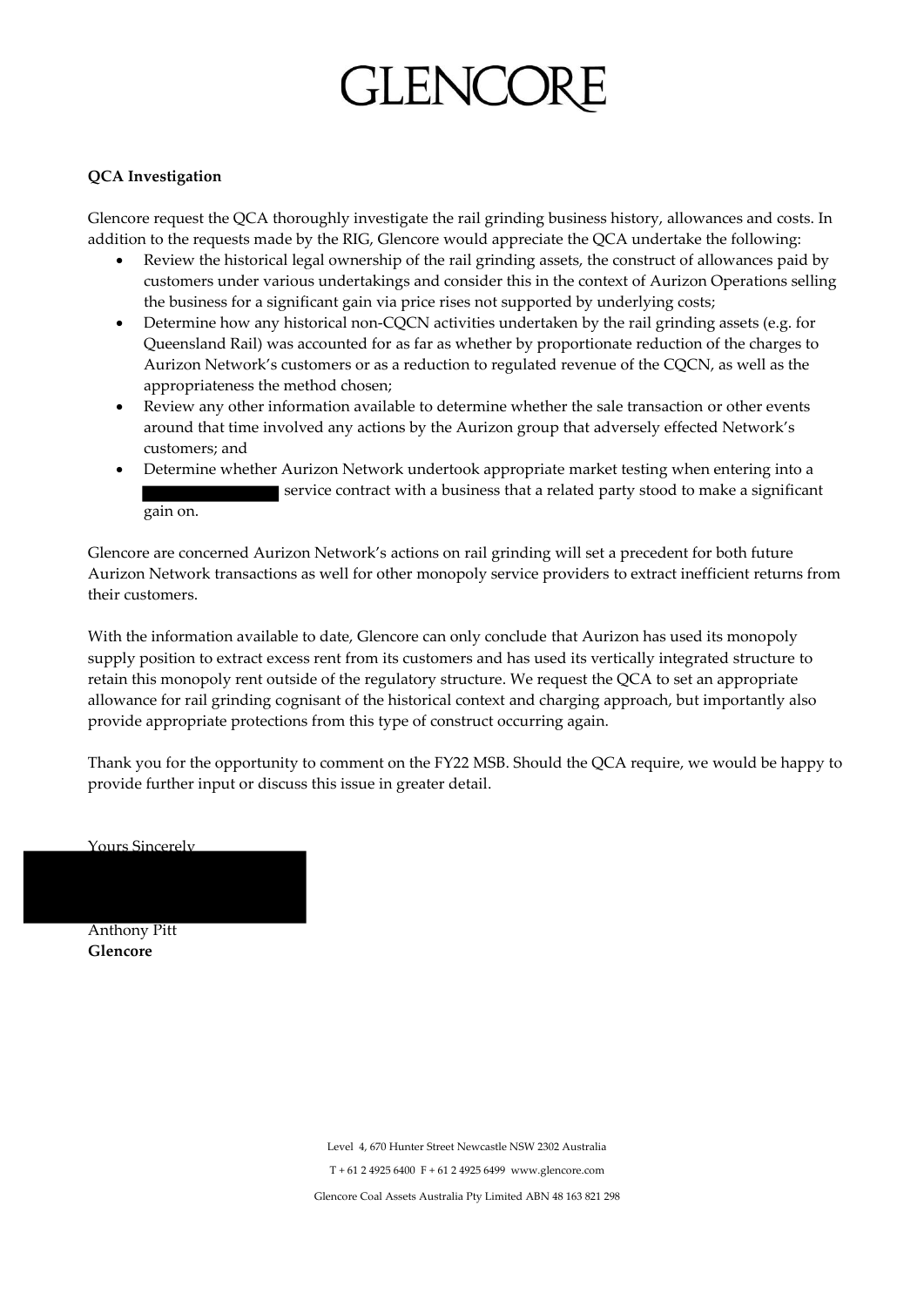GLENCORE

**QCA Investigation**

Glencore request the QCA thoroughly investigate the rail grinding business history, allowances and costs. In addition to the requests made by the RIG, Glencore would appreciate the QCA undertake the following:

- Review the historical legal ownership of the rail grinding assets, the construct of allowances paid by customers under various undertakings and consider this in the context of Aurizon Operations selling the business for a significant gain via price rises not supported by underlying costs;
- Determine how any historical non-CQCN activities undertaken by the rail grinding assets (e.g. for Queensland Rail) was accounted for as far as whether by proportionate reduction of the charges to Aurizon Network's customers or as a reduction to regulated revenue of the CQCN, as well as the appropriateness the method chosen;
- Review any other information available to determine whether the sale transaction or other events around that time involved any actions by the Aurizon group that adversely effected Network's customers; and
- Determine whether Aurizon Network undertook appropriate market testing when entering into a [REDACTED] service contract with a business that a related party stood to make a significant gain on.

Glencore are concerned Aurizon Network's actions on rail grinding will set a precedent for both future Aurizon Network transactions as well for other monopoly service providers to extract inefficient returns from their customers.

With the information available to date, Glencore can only conclude that Aurizon has used its monopoly supply position to extract excess rent from its customers and has used its vertically integrated structure to retain this monopoly rent outside of the regulatory structure. We request the QCA to set an appropriate allowance for rail grinding cognisant of the historical context and charging approach, but importantly also provide appropriate protections from this type of construct occurring again.

Thank you for the opportunity to comment on the FY22 MSB. Should the QCA require, we would be happy to provide further input or discuss this issue in greater detail.

Yours Sincerely

[REDACTED]

Anthony Pitt
**Glencore**

Level 4, 670 Hunter Street Newcastle NSW 2302 Australia

T + 61 2 4925 6400 F + 61 2 4925 6499 www.glencore.com

Glencore Coal Assets Australia Pty Limited ABN 48 163 821 298